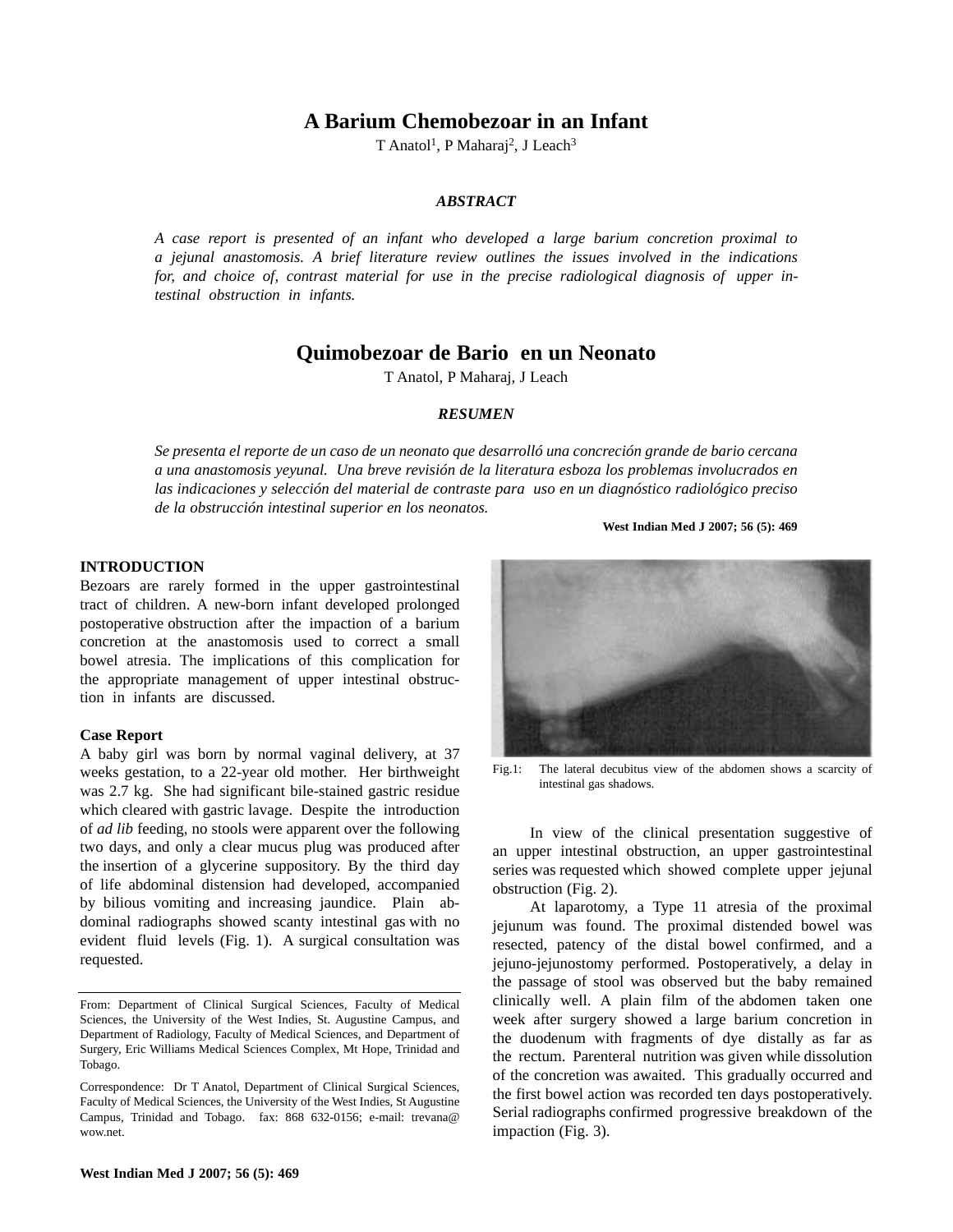# A Barium Chemobezoar in an Infant

T Anatol[1], P Maharaj[2], J Leach[3]

### *ABSTRACT*

*A case report is presented of an infant who developed a large barium concretion proximal to a jejunal anastomosis. A brief literature review outlines the issues involved in the indications for, and choice of, contrast material for use in the precise radiological diagnosis of upper intestinal obstruction in infants.*

# Quimobezoar de Bario en un Neonato

T Anatol, P Maharaj, J Leach

### *RESUMEN*

*Se presenta el reporte de un caso de un neonato que desarrolló una concreción grande de bario cercana a una anastomosis yeyunal. Una breve revisión de la literatura esboza los problemas involucrados en las indicaciones y selección del material de contraste para uso en un diagnóstico radiológico preciso de la obstrucción intestinal superior en los neonatos.*

**West Indian Med J 2007; 56 (5): 469**

## INTRODUCTION

Bezoars are rarely formed in the upper gastrointestinal tract of children. A new-born infant developed prolonged postoperative obstruction after the impaction of a barium concretion at the anastomosis used to correct a small bowel atresia. The implications of this complication for the appropriate management of upper intestinal obstruction in infants are discussed.

### Case Report

A baby girl was born by normal vaginal delivery, at 37 weeks gestation, to a 22-year old mother. Her birthweight was 2.7 kg. She had significant bile-stained gastric residue which cleared with gastric lavage. Despite the introduction of *ad lib* feeding, no stools were apparent over the following two days, and only a clear mucus plug was produced after the insertion of a glycerine suppository. By the third day of life abdominal distension had developed, accompanied by bilious vomiting and increasing jaundice. Plain abdominal radiographs showed scanty intestinal gas with no evident fluid levels (Fig. 1). A surgical consultation was requested.

Fig.1: The lateral decubitus view of the abdomen shows a scarcity of intestinal gas shadows.

In view of the clinical presentation suggestive of an upper intestinal obstruction, an upper gastrointestinal series was requested which showed complete upper jejunal obstruction (Fig. 2).

At laparotomy, a Type 11 atresia of the proximal jejunum was found. The proximal distended bowel was resected, patency of the distal bowel confirmed, and a jejuno-jejunostomy performed. Postoperatively, a delay in the passage of stool was observed but the baby remained clinically well. A plain film of the abdomen taken one week after surgery showed a large barium concretion in the duodenum with fragments of dye distally as far as the rectum. Parenteral nutrition was given while dissolution of the concretion was awaited. This gradually occurred and the first bowel action was recorded ten days postoperatively. Serial radiographs confirmed progressive breakdown of the impaction (Fig. 3).

---

From: Department of Clinical Surgical Sciences, Faculty of Medical Sciences, the University of the West Indies, St. Augustine Campus, and Department of Radiology, Faculty of Medical Sciences, and Department of Surgery, Eric Williams Medical Sciences Complex, Mt Hope, Trinidad and Tobago.

Correspondence: Dr T Anatol, Department of Clinical Surgical Sciences, Faculty of Medical Sciences, the University of the West Indies, St Augustine Campus, Trinidad and Tobago. fax: 868 632-0156; e-mail: trevana@wow.net.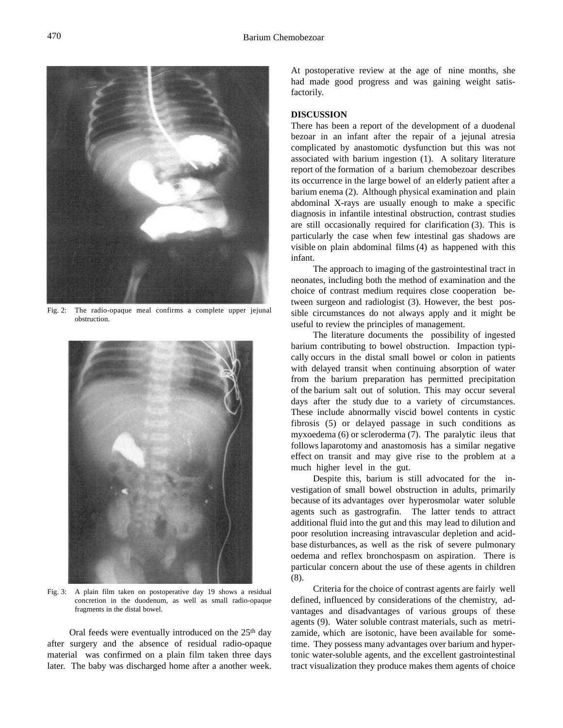Fig. 2: The radio-opaque meal confirms a complete upper jejunal obstruction.

Fig. 3: A plain film taken on postoperative day 19 shows a residual concretion in the duodenum, as well as small radio-opaque fragments in the distal bowel.

Oral feeds were eventually introduced on the 25th day after surgery and the absence of residual radio-opaque material was confirmed on a plain film taken three days later. The baby was discharged home after a another week. At postoperative review at the age of nine months, she had made good progress and was gaining weight satisfactorily.

## DISCUSSION

There has been a report of the development of a duodenal bezoar in an infant after the repair of a jejunal atresia complicated by anastomotic dysfunction but this was not associated with barium ingestion (1). A solitary literature report of the formation of a barium chemobezoar describes its occurrence in the large bowel of an elderly patient after a barium enema (2). Although physical examination and plain abdominal X-rays are usually enough to make a specific diagnosis in infantile intestinal obstruction, contrast studies are still occasionally required for clarification (3). This is particularly the case when few intestinal gas shadows are visible on plain abdominal films (4) as happened with this infant.

The approach to imaging of the gastrointestinal tract in neonates, including both the method of examination and the choice of contrast medium requires close cooperation between surgeon and radiologist (3). However, the best possible circumstances do not always apply and it might be useful to review the principles of management.

The literature documents the possibility of ingested barium contributing to bowel obstruction. Impaction typically occurs in the distal small bowel or colon in patients with delayed transit when continuing absorption of water from the barium preparation has permitted precipitation of the barium salt out of solution. This may occur several days after the study due to a variety of circumstances. These include abnormally viscid bowel contents in cystic fibrosis (5) or delayed passage in such conditions as myxoedema (6) or scleroderma (7). The paralytic ileus that follows laparotomy and anastomosis has a similar negative effect on transit and may give rise to the problem at a much higher level in the gut.

Despite this, barium is still advocated for the investigation of small bowel obstruction in adults, primarily because of its advantages over hyperosmolar water soluble agents such as gastrografin. The latter tends to attract additional fluid into the gut and this may lead to dilution and poor resolution increasing intravascular depletion and acid-base disturbances, as well as the risk of severe pulmonary oedema and reflex bronchospasm on aspiration. There is particular concern about the use of these agents in children (8).

Criteria for the choice of contrast agents are fairly well defined, influenced by considerations of the chemistry, advantages and disadvantages of various groups of these agents (9). Water soluble contrast materials, such as metrizamide, which are isotonic, have been available for sometime. They possess many advantages over barium and hypertonic water-soluble agents, and the excellent gastrointestinal tract visualization they produce makes them agents of choice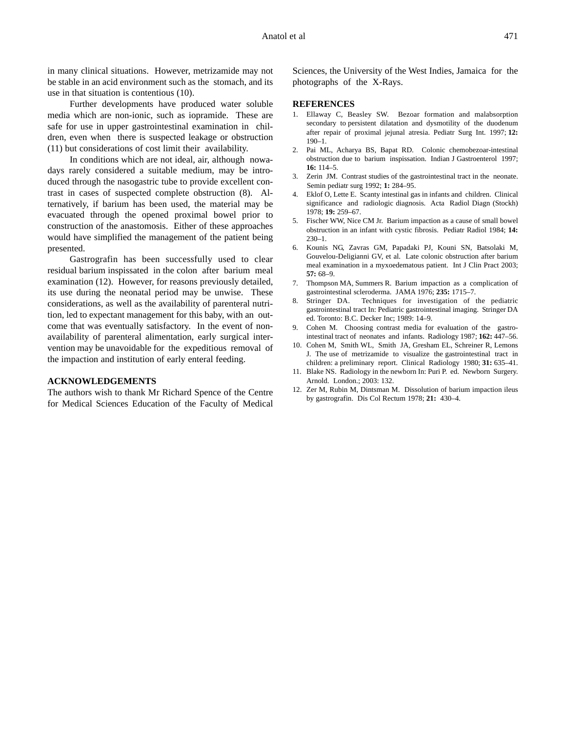in many clinical situations. However, metrizamide may not be stable in an acid environment such as the stomach, and its use in that situation is contentious (10).

Further developments have produced water soluble media which are non-ionic, such as iopramide. These are safe for use in upper gastrointestinal examination in children, even when there is suspected leakage or obstruction (11) but considerations of cost limit their availability.

In conditions which are not ideal, air, although nowadays rarely considered a suitable medium, may be introduced through the nasogastric tube to provide excellent contrast in cases of suspected complete obstruction (8). Alternatively, if barium has been used, the material may be evacuated through the opened proximal bowel prior to construction of the anastomosis. Either of these approaches would have simplified the management of the patient being presented.

Gastrografin has been successfully used to clear residual barium inspissated in the colon after barium meal examination (12). However, for reasons previously detailed, its use during the neonatal period may be unwise. These considerations, as well as the availability of parenteral nutrition, led to expectant management for this baby, with an outcome that was eventually satisfactory. In the event of non-availability of parenteral alimentation, early surgical intervention may be unavoidable for the expeditious removal of the impaction and institution of early enteral feeding.

## ACKNOWLEDGEMENTS

The authors wish to thank Mr Richard Spence of the Centre for Medical Sciences Education of the Faculty of Medical Sciences, the University of the West Indies, Jamaica for the photographs of the X-Rays.

## REFERENCES

1. Ellaway C, Beasley SW. Bezoar formation and malabsorption secondary to persistent dilatation and dysmotility of the duodenum after repair of proximal jejunal atresia. Pediatr Surg Int. 1997; **12:** 190–1.
2. Pai ML, Acharya BS, Bapat RD. Colonic chemobezoar-intestinal obstruction due to barium inspissation. Indian J Gastroenterol 1997; **16:** 114–5.
3. Zerin JM. Contrast studies of the gastrointestinal tract in the neonate. Semin pediatr surg 1992; **1:** 284–95.
4. Eklof O, Lette E. Scanty intestinal gas in infants and children. Clinical significance and radiologic diagnosis. Acta Radiol Diagn (Stockh) 1978; **19:** 259–67.
5. Fischer WW, Nice CM Jr. Barium impaction as a cause of small bowel obstruction in an infant with cystic fibrosis. Pediatr Radiol 1984; **14:** 230–1.
6. Kounis NG, Zavras GM, Papadaki PJ, Kouni SN, Batsolaki M, Gouvelou-Deligianni GV, et al. Late colonic obstruction after barium meal examination in a myxoedematous patient. Int J Clin Pract 2003; **57:** 68–9.
7. Thompson MA, Summers R. Barium impaction as a complication of gastrointestinal scleroderma. JAMA 1976; **235:** 1715–7.
8. Stringer DA. Techniques for investigation of the pediatric gastrointestinal tract In: Pediatric gastrointestinal imaging. Stringer DA ed. Toronto: B.C. Decker Inc; 1989: 14–9.
9. Cohen M. Choosing contrast media for evaluation of the gastrointestinal tract of neonates and infants. Radiology 1987; **162:** 447–56.
10. Cohen M, Smith WL, Smith JA, Gresham EL, Schreiner R, Lemons J. The use of metrizamide to visualize the gastrointestinal tract in children: a preliminary report. Clinical Radiology 1980; **31:** 635–41.
11. Blake NS. Radiology in the newborn In: Puri P. ed. Newborn Surgery. Arnold. London.; 2003: 132.
12. Zer M, Rubin M, Dintsman M. Dissolution of barium impaction ileus by gastrografin. Dis Col Rectum 1978; **21:** 430–4.